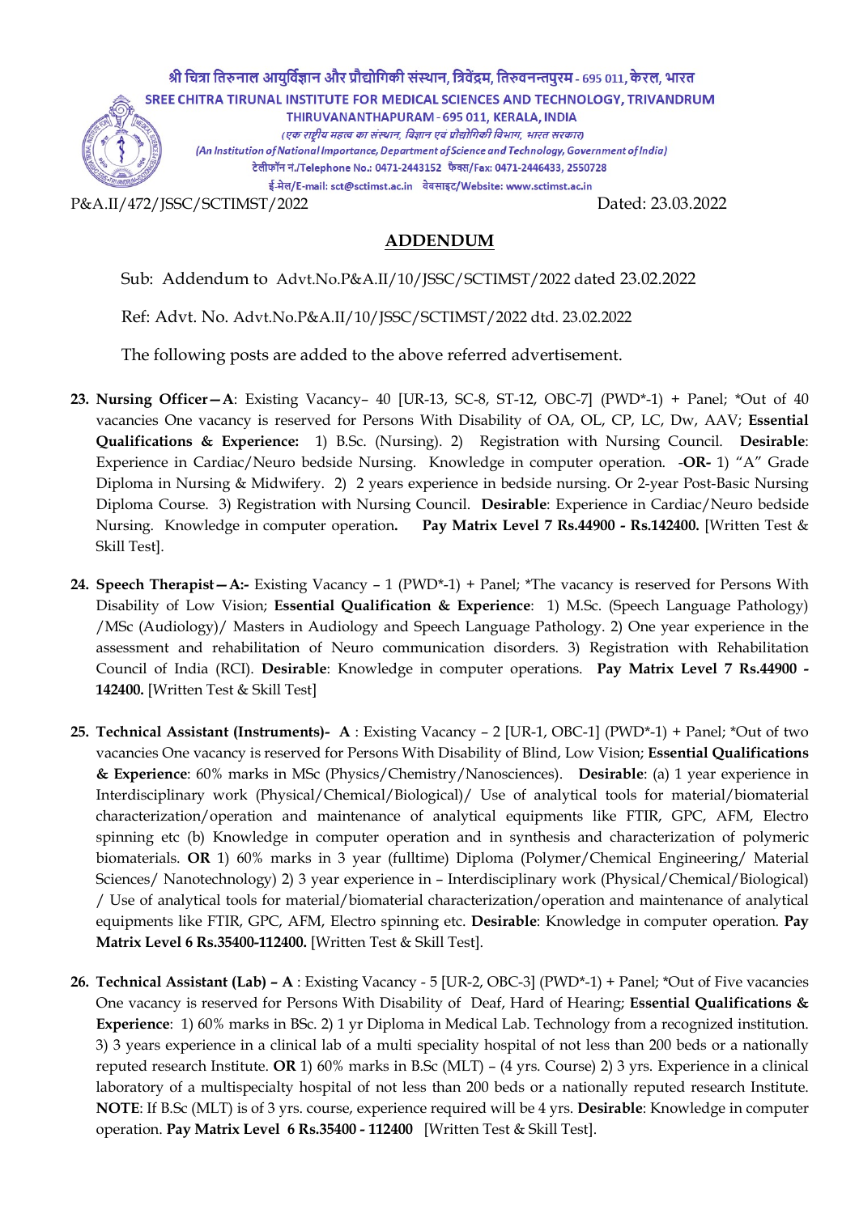श्री चित्रा तिरुनाल आयुर्विज्ञान और प्रौद्योगिकी संस्थान, त्रिवेंद्रम, तिरुवनन्तपुरम - 695 011, केरल, भारत

**SREE CHITRA TIRUNAL INSTITUTE FOR MEDICAL SCIENCES AND TECHNOLOGY, TRIVANDRUM**

THIRUVANANTHAPURAM - 695 011, KERALA, INDIA

*(एक राष्ट्रीय महत्व का संस्थान, विज्ञान एवं प्रौद्योगिकी विभाग, भारत सरकार)*

*(An Institution of National Importance, Department of Science and Technology, Government of India)*

टेलीफॉन नं./Telephone No.: 0471-2443152 फैक्स/Fax: 0471-2446433, 2550728

ई-मेल/E-mail: sct@sctimst.ac.in वेबसाइट/Website: www.sctimst.ac.in

P&A.II/472/JSSC/SCTIMST/2022 Dated: 23.03.2022

## ADDENDUM

Sub: Addendum to Advt.No.P&A.II/10/JSSC/SCTIMST/2022 dated 23.02.2022

Ref: Advt. No. Advt.No.P&A.II/10/JSSC/SCTIMST/2022 dtd. 23.02.2022

The following posts are added to the above referred advertisement.

23. **Nursing Officer—A**: Existing Vacancy– 40 [UR-13, SC-8, ST-12, OBC-7] (PWD*-1) + Panel; *Out of 40 vacancies One vacancy is reserved for Persons With Disability of OA, OL, CP, LC, Dw, AAV; **Essential Qualifications & Experience:** 1) B.Sc. (Nursing). 2) Registration with Nursing Council. **Desirable**: Experience in Cardiac/Neuro bedside Nursing. Knowledge in computer operation. -**OR-** 1) "A" Grade Diploma in Nursing & Midwifery. 2) 2 years experience in bedside nursing. Or 2-year Post-Basic Nursing Diploma Course. 3) Registration with Nursing Council. **Desirable**: Experience in Cardiac/Neuro bedside Nursing. Knowledge in computer operation**.** **Pay Matrix Level 7 Rs.44900 - Rs.142400.** [Written Test & Skill Test].

24. **Speech Therapist—A:-** Existing Vacancy – 1 (PWD*-1) + Panel; *The vacancy is reserved for Persons With Disability of Low Vision; **Essential Qualification & Experience**: 1) M.Sc. (Speech Language Pathology) /MSc (Audiology)/ Masters in Audiology and Speech Language Pathology. 2) One year experience in the assessment and rehabilitation of Neuro communication disorders. 3) Registration with Rehabilitation Council of India (RCI). **Desirable**: Knowledge in computer operations. **Pay Matrix Level 7 Rs.44900 - 142400.** [Written Test & Skill Test]

25. **Technical Assistant (Instruments)- A** : Existing Vacancy – 2 [UR-1, OBC-1] (PWD*-1) + Panel; *Out of two vacancies One vacancy is reserved for Persons With Disability of Blind, Low Vision; **Essential Qualifications & Experience**: 60% marks in MSc (Physics/Chemistry/Nanosciences). **Desirable**: (a) 1 year experience in Interdisciplinary work (Physical/Chemical/Biological)/ Use of analytical tools for material/biomaterial characterization/operation and maintenance of analytical equipments like FTIR, GPC, AFM, Electro spinning etc (b) Knowledge in computer operation and in synthesis and characterization of polymeric biomaterials. **OR** 1) 60% marks in 3 year (fulltime) Diploma (Polymer/Chemical Engineering/ Material Sciences/ Nanotechnology) 2) 3 year experience in – Interdisciplinary work (Physical/Chemical/Biological) / Use of analytical tools for material/biomaterial characterization/operation and maintenance of analytical equipments like FTIR, GPC, AFM, Electro spinning etc. **Desirable**: Knowledge in computer operation. **Pay Matrix Level 6 Rs.35400-112400.** [Written Test & Skill Test].

26. **Technical Assistant (Lab) – A** : Existing Vacancy - 5 [UR-2, OBC-3] (PWD*-1) + Panel; *Out of Five vacancies One vacancy is reserved for Persons With Disability of Deaf, Hard of Hearing; **Essential Qualifications & Experience**: 1) 60% marks in BSc. 2) 1 yr Diploma in Medical Lab. Technology from a recognized institution. 3) 3 years experience in a clinical lab of a multi speciality hospital of not less than 200 beds or a nationally reputed research Institute. **OR** 1) 60% marks in B.Sc (MLT) – (4 yrs. Course) 2) 3 yrs. Experience in a clinical laboratory of a multispecialty hospital of not less than 200 beds or a nationally reputed research Institute. **NOTE**: If B.Sc (MLT) is of 3 yrs. course, experience required will be 4 yrs. **Desirable**: Knowledge in computer operation. **Pay Matrix Level 6 Rs.35400 - 112400** [Written Test & Skill Test].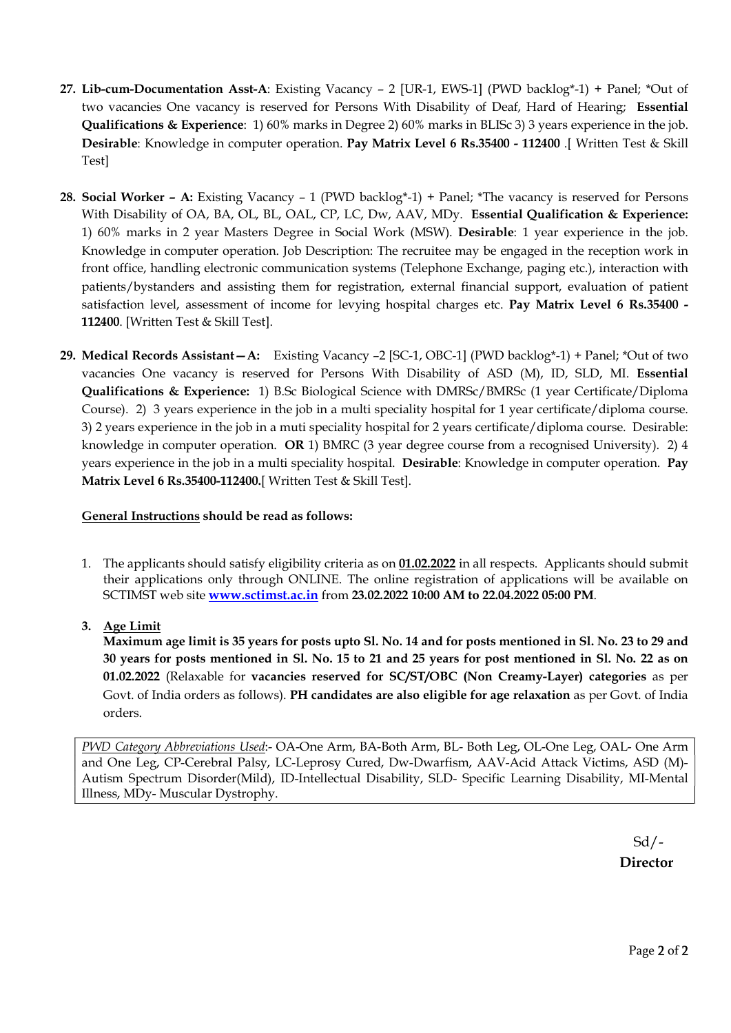27. **Lib-cum-Documentation Asst-A**: Existing Vacancy – 2 [UR-1, EWS-1] (PWD backlog*-1) + Panel; *Out of two vacancies One vacancy is reserved for Persons With Disability of Deaf, Hard of Hearing; **Essential Qualifications & Experience**: 1) 60% marks in Degree 2) 60% marks in BLISc 3) 3 years experience in the job. **Desirable**: Knowledge in computer operation. **Pay Matrix Level 6 Rs.35400 - 112400** .[ Written Test & Skill Test]

28. **Social Worker – A:** Existing Vacancy – 1 (PWD backlog*-1) + Panel; *The vacancy is reserved for Persons With Disability of OA, BA, OL, BL, OAL, CP, LC, Dw, AAV, MDy. **Essential Qualification & Experience:** 1) 60% marks in 2 year Masters Degree in Social Work (MSW). **Desirable**: 1 year experience in the job. Knowledge in computer operation. Job Description: The recruitee may be engaged in the reception work in front office, handling electronic communication systems (Telephone Exchange, paging etc.), interaction with patients/bystanders and assisting them for registration, external financial support, evaluation of patient satisfaction level, assessment of income for levying hospital charges etc. **Pay Matrix Level 6 Rs.35400 - 112400**. [Written Test & Skill Test].

29. **Medical Records Assistant—A:** Existing Vacancy –2 [SC-1, OBC-1] (PWD backlog*-1) + Panel; *Out of two vacancies One vacancy is reserved for Persons With Disability of ASD (M), ID, SLD, MI. **Essential Qualifications & Experience:** 1) B.Sc Biological Science with DMRSc/BMRSc (1 year Certificate/Diploma Course). 2) 3 years experience in the job in a multi speciality hospital for 1 year certificate/diploma course. 3) 2 years experience in the job in a muti speciality hospital for 2 years certificate/diploma course. Desirable: knowledge in computer operation. **OR** 1) BMRC (3 year degree course from a recognised University). 2) 4 years experience in the job in a multi speciality hospital. **Desirable**: Knowledge in computer operation. **Pay Matrix Level 6 Rs.35400-112400.**[ Written Test & Skill Test].

**General Instructions should be read as follows:**

1. The applicants should satisfy eligibility criteria as on **01.02.2022** in all respects. Applicants should submit their applications only through ONLINE. The online registration of applications will be available on SCTIMST web site **www.sctimst.ac.in** from **23.02.2022 10:00 AM to 22.04.2022 05:00 PM**.

3. **Age Limit**

   **Maximum age limit is 35 years for posts upto Sl. No. 14 and for posts mentioned in Sl. No. 23 to 29 and 30 years for posts mentioned in Sl. No. 15 to 21 and 25 years for post mentioned in Sl. No. 22 as on 01.02.2022** (Relaxable for **vacancies reserved for SC/ST/OBC (Non Creamy-Layer) categories** as per Govt. of India orders as follows). **PH candidates are also eligible for age relaxation** as per Govt. of India orders.

*PWD Category Abbreviations Used*:- OA-One Arm, BA-Both Arm, BL- Both Leg, OL-One Leg, OAL- One Arm and One Leg, CP-Cerebral Palsy, LC-Leprosy Cured, Dw-Dwarfism, AAV-Acid Attack Victims, ASD (M)- Autism Spectrum Disorder(Mild), ID-Intellectual Disability, SLD- Specific Learning Disability, MI-Mental Illness, MDy- Muscular Dystrophy.

Sd/-

**Director**